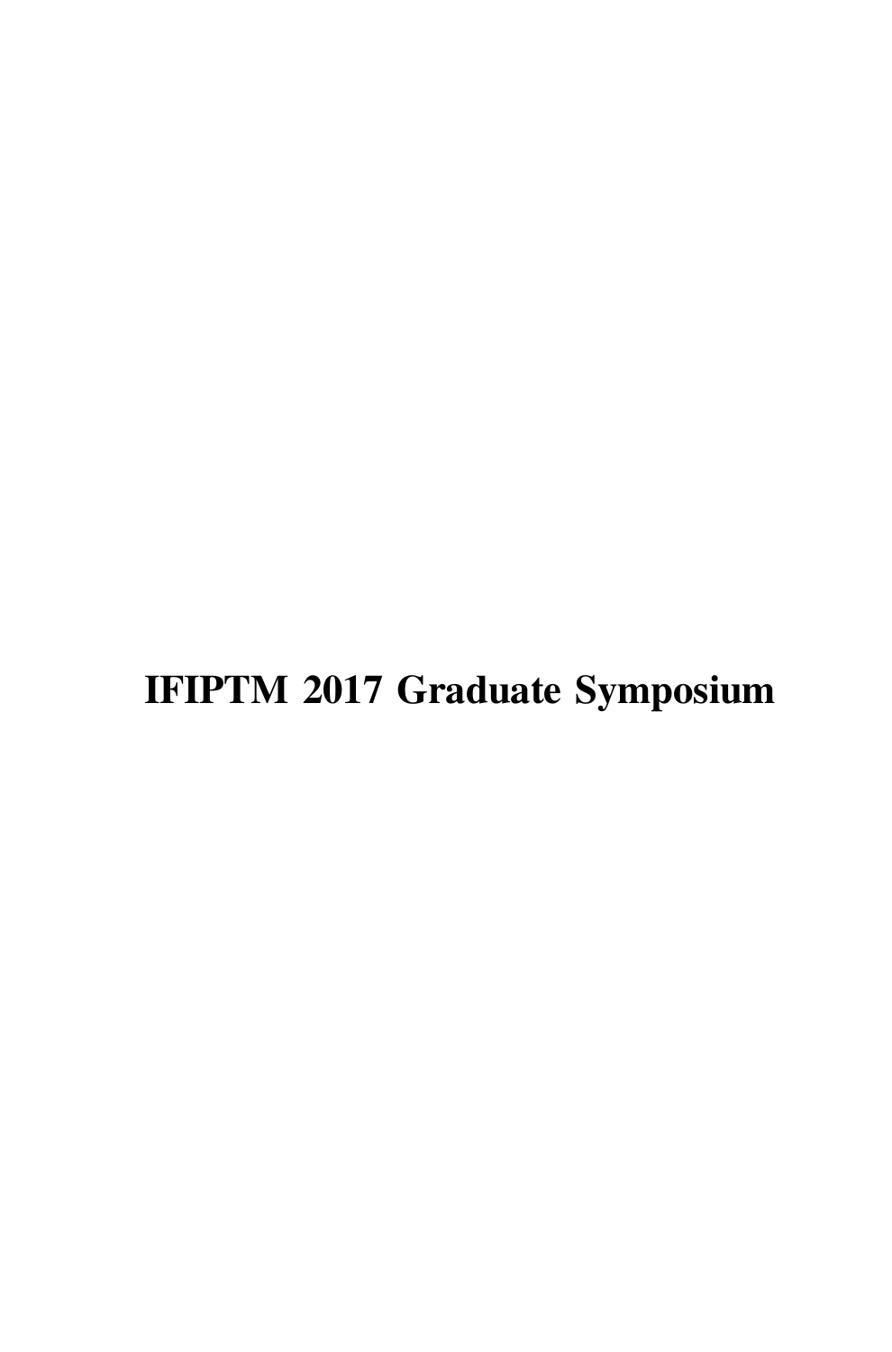# IFIPTM 2017 Graduate Symposium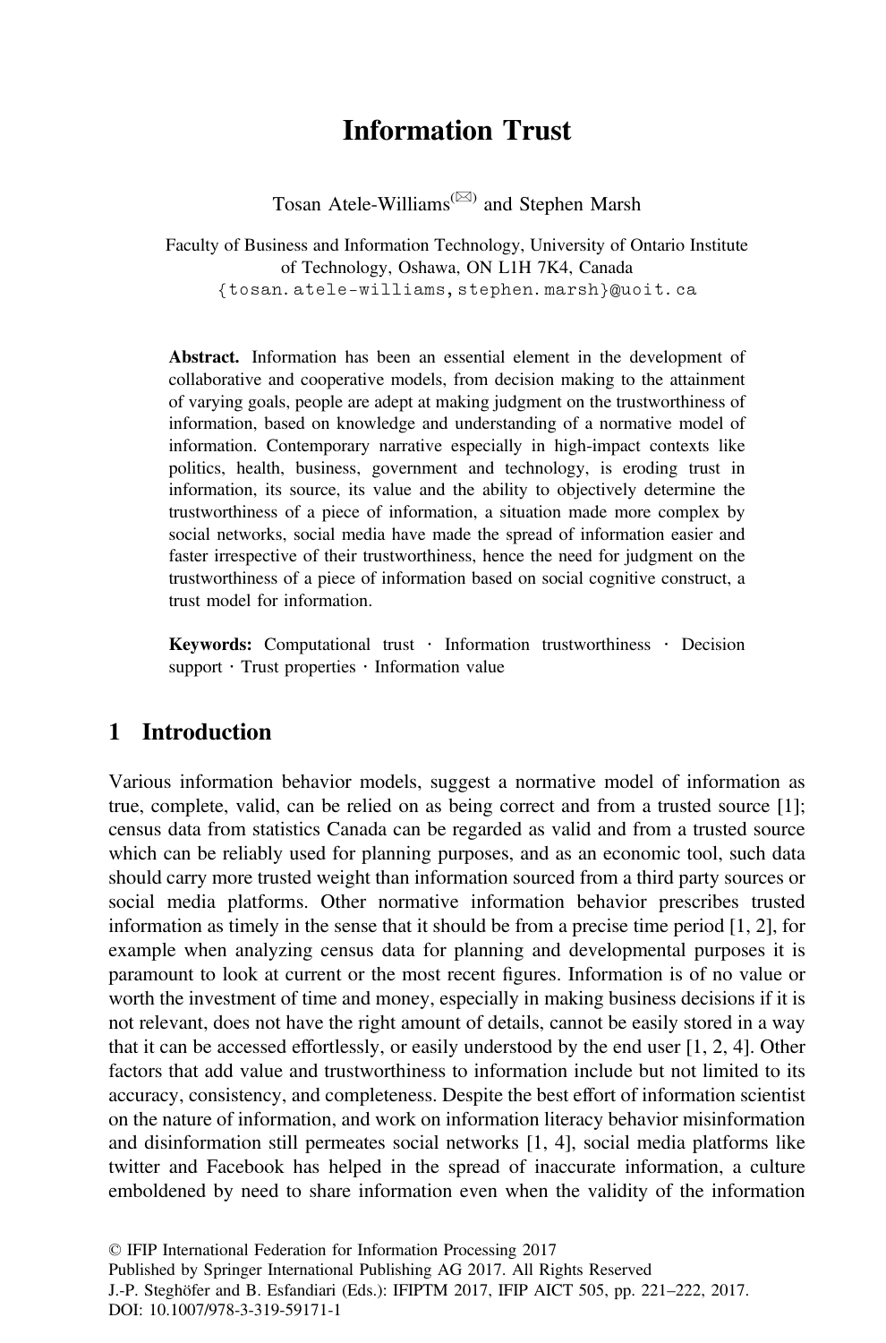# Information Trust

Tosan Atele-Williams[(✉)] and Stephen Marsh

Faculty of Business and Information Technology, University of Ontario Institute of Technology, Oshawa, ON L1H 7K4, Canada
{tosan.atele-williams,stephen.marsh}@uoit.ca

**Abstract.** Information has been an essential element in the development of collaborative and cooperative models, from decision making to the attainment of varying goals, people are adept at making judgment on the trustworthiness of information, based on knowledge and understanding of a normative model of information. Contemporary narrative especially in high-impact contexts like politics, health, business, government and technology, is eroding trust in information, its source, its value and the ability to objectively determine the trustworthiness of a piece of information, a situation made more complex by social networks, social media have made the spread of information easier and faster irrespective of their trustworthiness, hence the need for judgment on the trustworthiness of a piece of information based on social cognitive construct, a trust model for information.

**Keywords:** Computational trust · Information trustworthiness · Decision support · Trust properties · Information value

## 1 Introduction

Various information behavior models, suggest a normative model of information as true, complete, valid, can be relied on as being correct and from a trusted source [1]; census data from statistics Canada can be regarded as valid and from a trusted source which can be reliably used for planning purposes, and as an economic tool, such data should carry more trusted weight than information sourced from a third party sources or social media platforms. Other normative information behavior prescribes trusted information as timely in the sense that it should be from a precise time period [1, 2], for example when analyzing census data for planning and developmental purposes it is paramount to look at current or the most recent figures. Information is of no value or worth the investment of time and money, especially in making business decisions if it is not relevant, does not have the right amount of details, cannot be easily stored in a way that it can be accessed effortlessly, or easily understood by the end user [1, 2, 4]. Other factors that add value and trustworthiness to information include but not limited to its accuracy, consistency, and completeness. Despite the best effort of information scientist on the nature of information, and work on information literacy behavior misinformation and disinformation still permeates social networks [1, 4], social media platforms like twitter and Facebook has helped in the spread of inaccurate information, a culture emboldened by need to share information even when the validity of the information

© IFIP International Federation for Information Processing 2017
Published by Springer International Publishing AG 2017. All Rights Reserved
J.-P. Steghöfer and B. Esfandiari (Eds.): IFIPTM 2017, IFIP AICT 505, pp. 221–222, 2017.
DOI: 10.1007/978-3-319-59171-1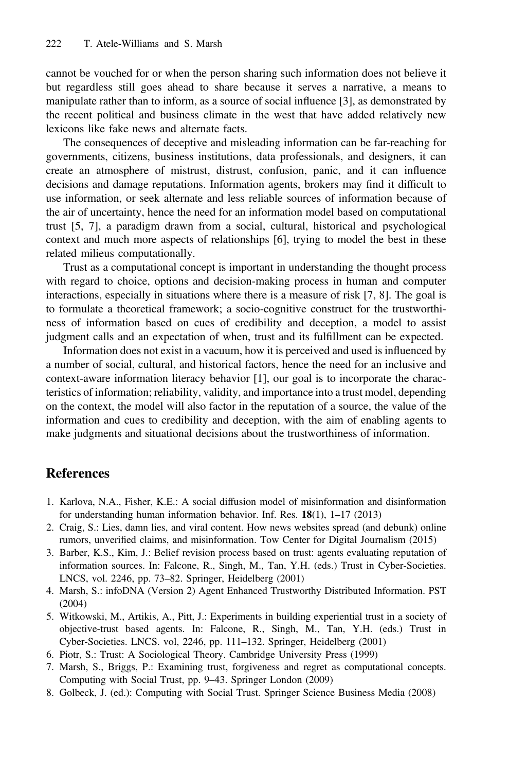cannot be vouched for or when the person sharing such information does not believe it but regardless still goes ahead to share because it serves a narrative, a means to manipulate rather than to inform, as a source of social influence [3], as demonstrated by the recent political and business climate in the west that have added relatively new lexicons like fake news and alternate facts.

The consequences of deceptive and misleading information can be far-reaching for governments, citizens, business institutions, data professionals, and designers, it can create an atmosphere of mistrust, distrust, confusion, panic, and it can influence decisions and damage reputations. Information agents, brokers may find it difficult to use information, or seek alternate and less reliable sources of information because of the air of uncertainty, hence the need for an information model based on computational trust [5, 7], a paradigm drawn from a social, cultural, historical and psychological context and much more aspects of relationships [6], trying to model the best in these related milieus computationally.

Trust as a computational concept is important in understanding the thought process with regard to choice, options and decision-making process in human and computer interactions, especially in situations where there is a measure of risk [7, 8]. The goal is to formulate a theoretical framework; a socio-cognitive construct for the trustworthiness of information based on cues of credibility and deception, a model to assist judgment calls and an expectation of when, trust and its fulfillment can be expected.

Information does not exist in a vacuum, how it is perceived and used is influenced by a number of social, cultural, and historical factors, hence the need for an inclusive and context-aware information literacy behavior [1], our goal is to incorporate the characteristics of information; reliability, validity, and importance into a trust model, depending on the context, the model will also factor in the reputation of a source, the value of the information and cues to credibility and deception, with the aim of enabling agents to make judgments and situational decisions about the trustworthiness of information.

## References

1. Karlova, N.A., Fisher, K.E.: A social diffusion model of misinformation and disinformation for understanding human information behavior. Inf. Res. **18**(1), 1–17 (2013)
2. Craig, S.: Lies, damn lies, and viral content. How news websites spread (and debunk) online rumors, unverified claims, and misinformation. Tow Center for Digital Journalism (2015)
3. Barber, K.S., Kim, J.: Belief revision process based on trust: agents evaluating reputation of information sources. In: Falcone, R., Singh, M., Tan, Y.H. (eds.) Trust in Cyber-Societies. LNCS, vol. 2246, pp. 73–82. Springer, Heidelberg (2001)
4. Marsh, S.: infoDNA (Version 2) Agent Enhanced Trustworthy Distributed Information. PST (2004)
5. Witkowski, M., Artikis, A., Pitt, J.: Experiments in building experiential trust in a society of objective-trust based agents. In: Falcone, R., Singh, M., Tan, Y.H. (eds.) Trust in Cyber-Societies. LNCS. vol, 2246, pp. 111–132. Springer, Heidelberg (2001)
6. Piotr, S.: Trust: A Sociological Theory. Cambridge University Press (1999)
7. Marsh, S., Briggs, P.: Examining trust, forgiveness and regret as computational concepts. Computing with Social Trust, pp. 9–43. Springer London (2009)
8. Golbeck, J. (ed.): Computing with Social Trust. Springer Science Business Media (2008)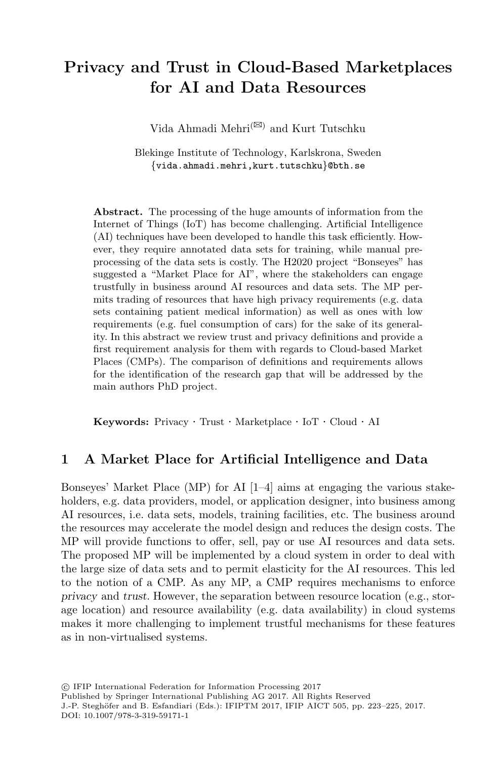# Privacy and Trust in Cloud-Based Marketplaces for AI and Data Resources

Vida Ahmadi Mehri[(✉)] and Kurt Tutschku

Blekinge Institute of Technology, Karlskrona, Sweden
{vida.ahmadi.mehri,kurt.tutschku}@bth.se

**Abstract.** The processing of the huge amounts of information from the Internet of Things (IoT) has become challenging. Artificial Intelligence (AI) techniques have been developed to handle this task efficiently. However, they require annotated data sets for training, while manual preprocessing of the data sets is costly. The H2020 project "Bonseyes" has suggested a "Market Place for AI", where the stakeholders can engage trustfully in business around AI resources and data sets. The MP permits trading of resources that have high privacy requirements (e.g. data sets containing patient medical information) as well as ones with low requirements (e.g. fuel consumption of cars) for the sake of its generality. In this abstract we review trust and privacy definitions and provide a first requirement analysis for them with regards to Cloud-based Market Places (CMPs). The comparison of definitions and requirements allows for the identification of the research gap that will be addressed by the main authors PhD project.

**Keywords:** Privacy · Trust · Marketplace · IoT · Cloud · AI

## 1 A Market Place for Artificial Intelligence and Data

Bonseyes' Market Place (MP) for AI [1–4] aims at engaging the various stakeholders, e.g. data providers, model, or application designer, into business among AI resources, i.e. data sets, models, training facilities, etc. The business around the resources may accelerate the model design and reduces the design costs. The MP will provide functions to offer, sell, pay or use AI resources and data sets. The proposed MP will be implemented by a cloud system in order to deal with the large size of data sets and to permit elasticity for the AI resources. This led to the notion of a CMP. As any MP, a CMP requires mechanisms to enforce *privacy* and *trust*. However, the separation between resource location (e.g., storage location) and resource availability (e.g. data availability) in cloud systems makes it more challenging to implement trustful mechanisms for these features as in non-virtualised systems.

© IFIP International Federation for Information Processing 2017
Published by Springer International Publishing AG 2017. All Rights Reserved
J.-P. Steghöfer and B. Esfandiari (Eds.): IFIPTM 2017, IFIP AICT 505, pp. 223–225, 2017.
DOI: 10.1007/978-3-319-59171-1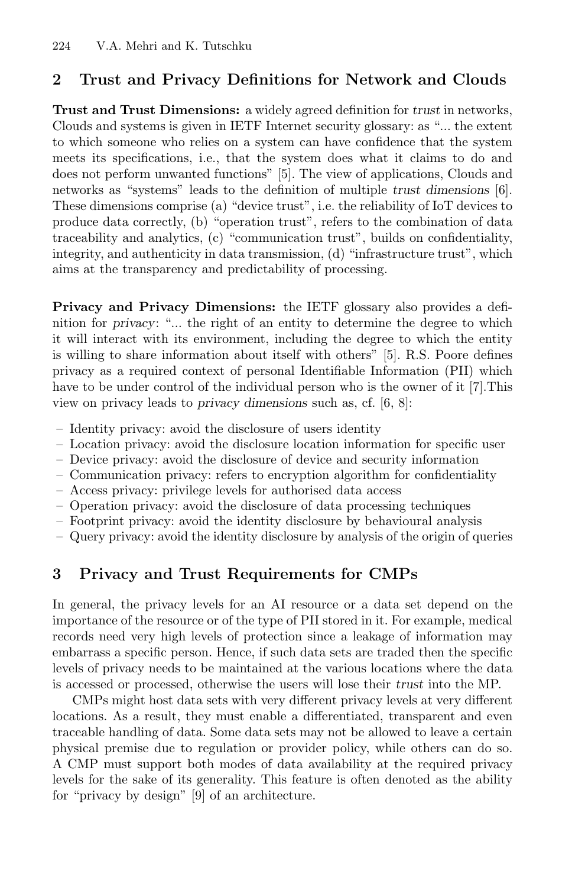## 2 Trust and Privacy Definitions for Network and Clouds

**Trust and Trust Dimensions:** a widely agreed definition for *trust* in networks, Clouds and systems is given in IETF Internet security glossary: as "... the extent to which someone who relies on a system can have confidence that the system meets its specifications, i.e., that the system does what it claims to do and does not perform unwanted functions" [5]. The view of applications, Clouds and networks as "systems" leads to the definition of multiple *trust dimensions* [6]. These dimensions comprise (a) "device trust", i.e. the reliability of IoT devices to produce data correctly, (b) "operation trust", refers to the combination of data traceability and analytics, (c) "communication trust", builds on confidentiality, integrity, and authenticity in data transmission, (d) "infrastructure trust", which aims at the transparency and predictability of processing.

**Privacy and Privacy Dimensions:** the IETF glossary also provides a definition for *privacy*: "... the right of an entity to determine the degree to which it will interact with its environment, including the degree to which the entity is willing to share information about itself with others" [5]. R.S. Poore defines privacy as a required context of personal Identifiable Information (PII) which have to be under control of the individual person who is the owner of it [7].This view on privacy leads to *privacy dimensions* such as, cf. [6, 8]:

- Identity privacy: avoid the disclosure of users identity
- Location privacy: avoid the disclosure location information for specific user
- Device privacy: avoid the disclosure of device and security information
- Communication privacy: refers to encryption algorithm for confidentiality
- Access privacy: privilege levels for authorised data access
- Operation privacy: avoid the disclosure of data processing techniques
- Footprint privacy: avoid the identity disclosure by behavioural analysis
- Query privacy: avoid the identity disclosure by analysis of the origin of queries

## 3 Privacy and Trust Requirements for CMPs

In general, the privacy levels for an AI resource or a data set depend on the importance of the resource or of the type of PII stored in it. For example, medical records need very high levels of protection since a leakage of information may embarrass a specific person. Hence, if such data sets are traded then the specific levels of privacy needs to be maintained at the various locations where the data is accessed or processed, otherwise the users will lose their *trust* into the MP.

CMPs might host data sets with very different privacy levels at very different locations. As a result, they must enable a differentiated, transparent and even traceable handling of data. Some data sets may not be allowed to leave a certain physical premise due to regulation or provider policy, while others can do so. A CMP must support both modes of data availability at the required privacy levels for the sake of its generality. This feature is often denoted as the ability for "privacy by design" [9] of an architecture.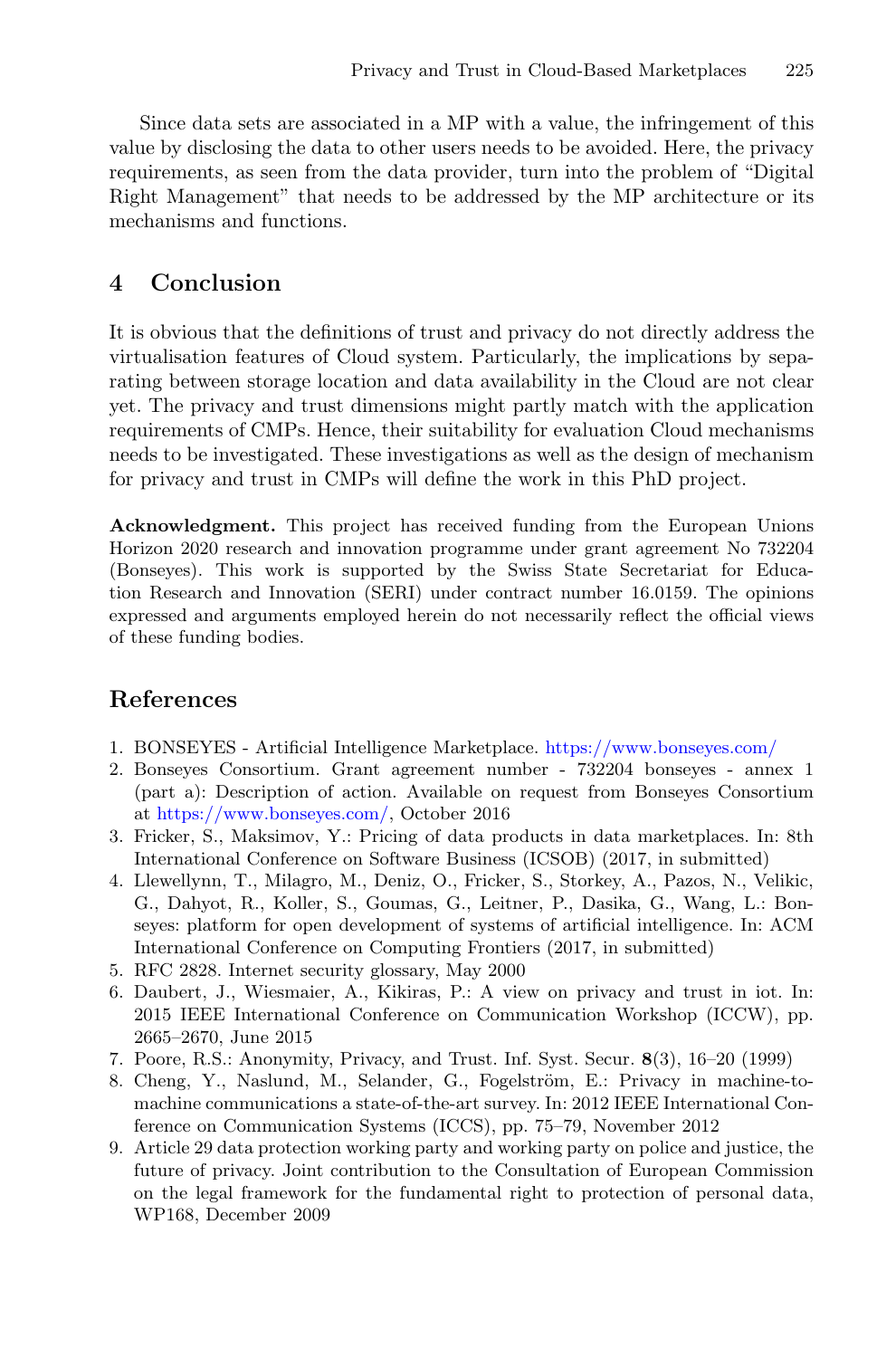Since data sets are associated in a MP with a value, the infringement of this value by disclosing the data to other users needs to be avoided. Here, the privacy requirements, as seen from the data provider, turn into the problem of "Digital Right Management" that needs to be addressed by the MP architecture or its mechanisms and functions.

## 4 Conclusion

It is obvious that the definitions of trust and privacy do not directly address the virtualisation features of Cloud system. Particularly, the implications by separating between storage location and data availability in the Cloud are not clear yet. The privacy and trust dimensions might partly match with the application requirements of CMPs. Hence, their suitability for evaluation Cloud mechanisms needs to be investigated. These investigations as well as the design of mechanism for privacy and trust in CMPs will define the work in this PhD project.

**Acknowledgment.** This project has received funding from the European Unions Horizon 2020 research and innovation programme under grant agreement No 732204 (Bonseyes). This work is supported by the Swiss State Secretariat for Education Research and Innovation (SERI) under contract number 16.0159. The opinions expressed and arguments employed herein do not necessarily reflect the official views of these funding bodies.

## References

1. BONSEYES - Artificial Intelligence Marketplace. https://www.bonseyes.com/
2. Bonseyes Consortium. Grant agreement number - 732204 bonseyes - annex 1 (part a): Description of action. Available on request from Bonseyes Consortium at https://www.bonseyes.com/, October 2016
3. Fricker, S., Maksimov, Y.: Pricing of data products in data marketplaces. In: 8th International Conference on Software Business (ICSOB) (2017, in submitted)
4. Llewellynn, T., Milagro, M., Deniz, O., Fricker, S., Storkey, A., Pazos, N., Velikic, G., Dahyot, R., Koller, S., Goumas, G., Leitner, P., Dasika, G., Wang, L.: Bonseyes: platform for open development of systems of artificial intelligence. In: ACM International Conference on Computing Frontiers (2017, in submitted)
5. RFC 2828. Internet security glossary, May 2000
6. Daubert, J., Wiesmaier, A., Kikiras, P.: A view on privacy and trust in iot. In: 2015 IEEE International Conference on Communication Workshop (ICCW), pp. 2665–2670, June 2015
7. Poore, R.S.: Anonymity, Privacy, and Trust. Inf. Syst. Secur. **8**(3), 16–20 (1999)
8. Cheng, Y., Naslund, M., Selander, G., Fogelström, E.: Privacy in machine-to-machine communications a state-of-the-art survey. In: 2012 IEEE International Conference on Communication Systems (ICCS), pp. 75–79, November 2012
9. Article 29 data protection working party and working party on police and justice, the future of privacy. Joint contribution to the Consultation of European Commission on the legal framework for the fundamental right to protection of personal data, WP168, December 2009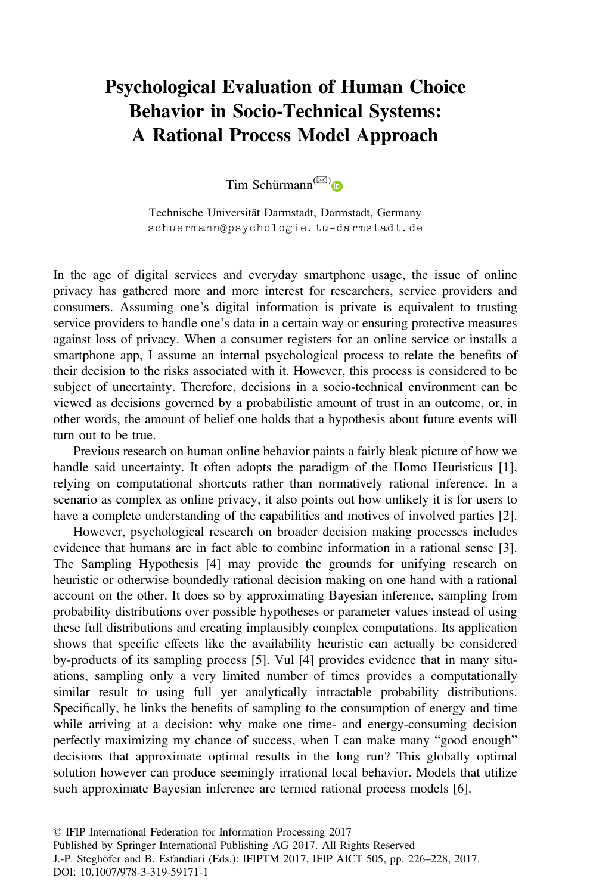# Psychological Evaluation of Human Choice Behavior in Socio-Technical Systems: A Rational Process Model Approach

Tim Schürmann(✉)

Technische Universität Darmstadt, Darmstadt, Germany
schuermann@psychologie.tu-darmstadt.de

In the age of digital services and everyday smartphone usage, the issue of online privacy has gathered more and more interest for researchers, service providers and consumers. Assuming one's digital information is private is equivalent to trusting service providers to handle one's data in a certain way or ensuring protective measures against loss of privacy. When a consumer registers for an online service or installs a smartphone app, I assume an internal psychological process to relate the benefits of their decision to the risks associated with it. However, this process is considered to be subject of uncertainty. Therefore, decisions in a socio-technical environment can be viewed as decisions governed by a probabilistic amount of trust in an outcome, or, in other words, the amount of belief one holds that a hypothesis about future events will turn out to be true.

Previous research on human online behavior paints a fairly bleak picture of how we handle said uncertainty. It often adopts the paradigm of the Homo Heuristicus [1], relying on computational shortcuts rather than normatively rational inference. In a scenario as complex as online privacy, it also points out how unlikely it is for users to have a complete understanding of the capabilities and motives of involved parties [2].

However, psychological research on broader decision making processes includes evidence that humans are in fact able to combine information in a rational sense [3]. The Sampling Hypothesis [4] may provide the grounds for unifying research on heuristic or otherwise boundedly rational decision making on one hand with a rational account on the other. It does so by approximating Bayesian inference, sampling from probability distributions over possible hypotheses or parameter values instead of using these full distributions and creating implausibly complex computations. Its application shows that specific effects like the availability heuristic can actually be considered by-products of its sampling process [5]. Vul [4] provides evidence that in many situations, sampling only a very limited number of times provides a computationally similar result to using full yet analytically intractable probability distributions. Specifically, he links the benefits of sampling to the consumption of energy and time while arriving at a decision: why make one time- and energy-consuming decision perfectly maximizing my chance of success, when I can make many "good enough" decisions that approximate optimal results in the long run? This globally optimal solution however can produce seemingly irrational local behavior. Models that utilize such approximate Bayesian inference are termed rational process models [6].

© IFIP International Federation for Information Processing 2017
Published by Springer International Publishing AG 2017. All Rights Reserved
J.-P. Steghöfer and B. Esfandiari (Eds.): IFIPTM 2017, IFIP AICT 505, pp. 226–228, 2017.
DOI: 10.1007/978-3-319-59171-1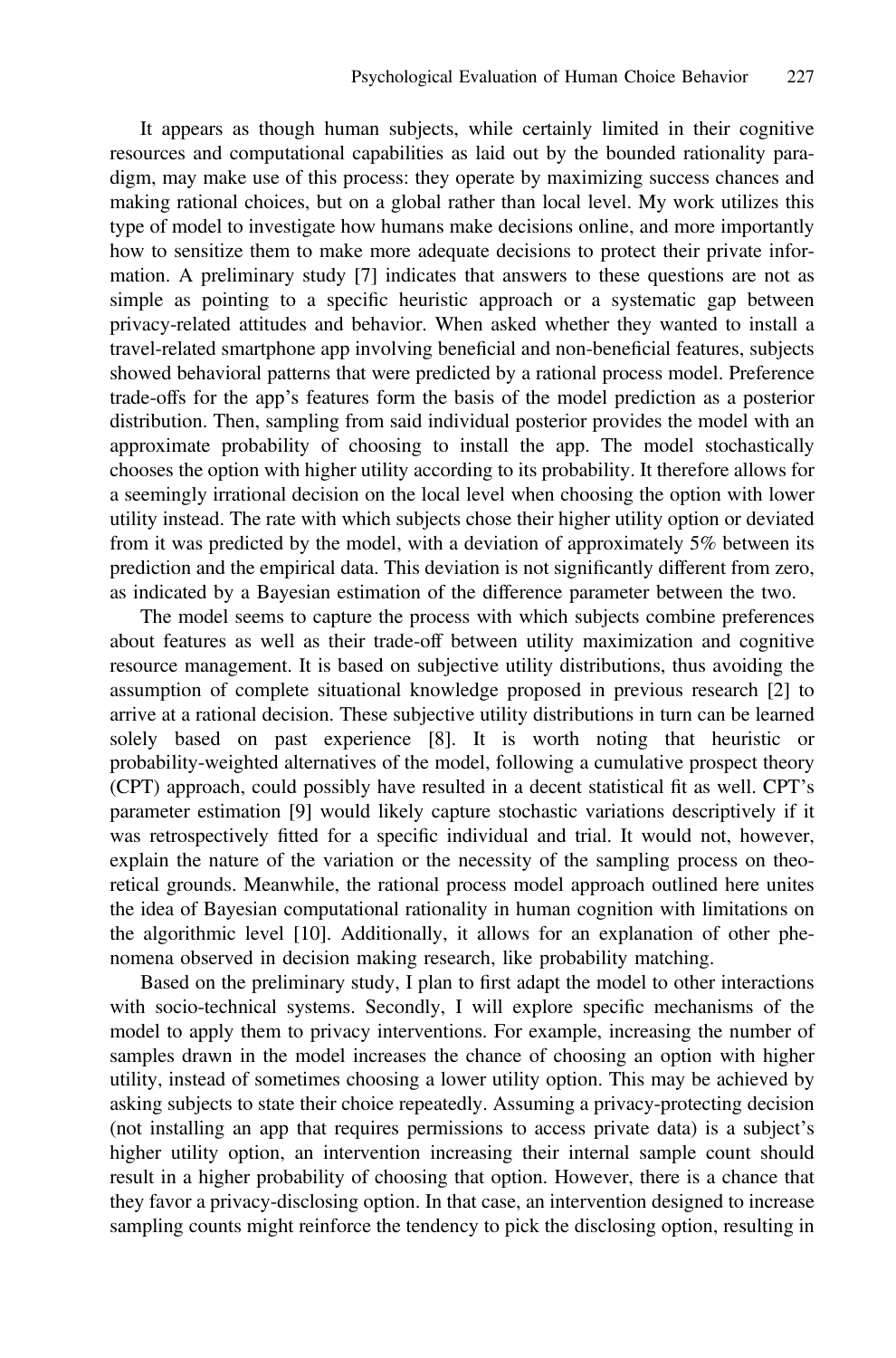It appears as though human subjects, while certainly limited in their cognitive resources and computational capabilities as laid out by the bounded rationality paradigm, may make use of this process: they operate by maximizing success chances and making rational choices, but on a global rather than local level. My work utilizes this type of model to investigate how humans make decisions online, and more importantly how to sensitize them to make more adequate decisions to protect their private information. A preliminary study [7] indicates that answers to these questions are not as simple as pointing to a specific heuristic approach or a systematic gap between privacy-related attitudes and behavior. When asked whether they wanted to install a travel-related smartphone app involving beneficial and non-beneficial features, subjects showed behavioral patterns that were predicted by a rational process model. Preference trade-offs for the app's features form the basis of the model prediction as a posterior distribution. Then, sampling from said individual posterior provides the model with an approximate probability of choosing to install the app. The model stochastically chooses the option with higher utility according to its probability. It therefore allows for a seemingly irrational decision on the local level when choosing the option with lower utility instead. The rate with which subjects chose their higher utility option or deviated from it was predicted by the model, with a deviation of approximately 5% between its prediction and the empirical data. This deviation is not significantly different from zero, as indicated by a Bayesian estimation of the difference parameter between the two.

The model seems to capture the process with which subjects combine preferences about features as well as their trade-off between utility maximization and cognitive resource management. It is based on subjective utility distributions, thus avoiding the assumption of complete situational knowledge proposed in previous research [2] to arrive at a rational decision. These subjective utility distributions in turn can be learned solely based on past experience [8]. It is worth noting that heuristic or probability-weighted alternatives of the model, following a cumulative prospect theory (CPT) approach, could possibly have resulted in a decent statistical fit as well. CPT's parameter estimation [9] would likely capture stochastic variations descriptively if it was retrospectively fitted for a specific individual and trial. It would not, however, explain the nature of the variation or the necessity of the sampling process on theoretical grounds. Meanwhile, the rational process model approach outlined here unites the idea of Bayesian computational rationality in human cognition with limitations on the algorithmic level [10]. Additionally, it allows for an explanation of other phenomena observed in decision making research, like probability matching.

Based on the preliminary study, I plan to first adapt the model to other interactions with socio-technical systems. Secondly, I will explore specific mechanisms of the model to apply them to privacy interventions. For example, increasing the number of samples drawn in the model increases the chance of choosing an option with higher utility, instead of sometimes choosing a lower utility option. This may be achieved by asking subjects to state their choice repeatedly. Assuming a privacy-protecting decision (not installing an app that requires permissions to access private data) is a subject's higher utility option, an intervention increasing their internal sample count should result in a higher probability of choosing that option. However, there is a chance that they favor a privacy-disclosing option. In that case, an intervention designed to increase sampling counts might reinforce the tendency to pick the disclosing option, resulting in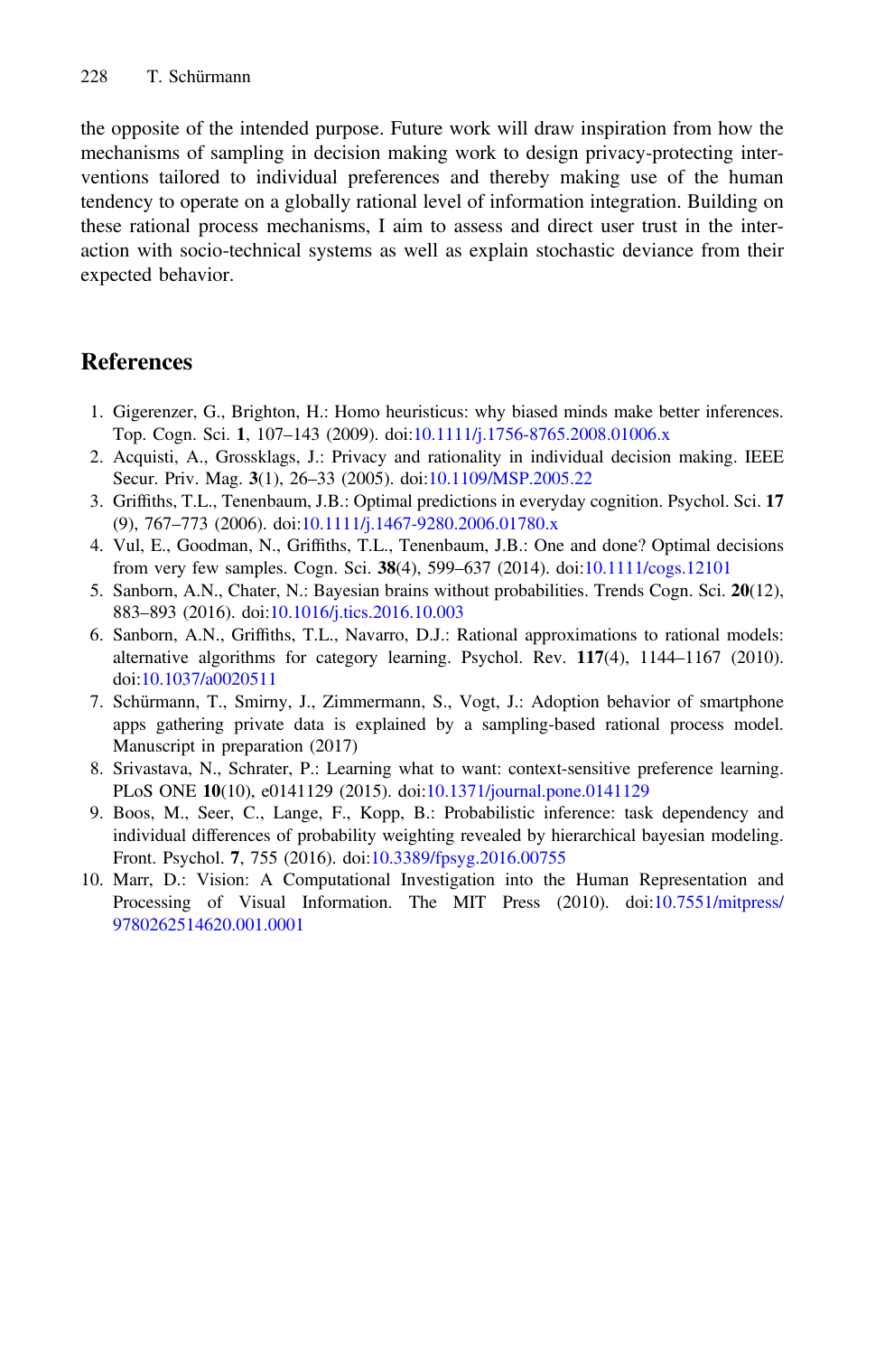the opposite of the intended purpose. Future work will draw inspiration from how the mechanisms of sampling in decision making work to design privacy-protecting interventions tailored to individual preferences and thereby making use of the human tendency to operate on a globally rational level of information integration. Building on these rational process mechanisms, I aim to assess and direct user trust in the interaction with socio-technical systems as well as explain stochastic deviance from their expected behavior.

## References

1. Gigerenzer, G., Brighton, H.: Homo heuristicus: why biased minds make better inferences. Top. Cogn. Sci. **1**, 107–143 (2009). doi:10.1111/j.1756-8765.2008.01006.x
2. Acquisti, A., Grossklags, J.: Privacy and rationality in individual decision making. IEEE Secur. Priv. Mag. **3**(1), 26–33 (2005). doi:10.1109/MSP.2005.22
3. Griffiths, T.L., Tenenbaum, J.B.: Optimal predictions in everyday cognition. Psychol. Sci. **17** (9), 767–773 (2006). doi:10.1111/j.1467-9280.2006.01780.x
4. Vul, E., Goodman, N., Griffiths, T.L., Tenenbaum, J.B.: One and done? Optimal decisions from very few samples. Cogn. Sci. **38**(4), 599–637 (2014). doi:10.1111/cogs.12101
5. Sanborn, A.N., Chater, N.: Bayesian brains without probabilities. Trends Cogn. Sci. **20**(12), 883–893 (2016). doi:10.1016/j.tics.2016.10.003
6. Sanborn, A.N., Griffiths, T.L., Navarro, D.J.: Rational approximations to rational models: alternative algorithms for category learning. Psychol. Rev. **117**(4), 1144–1167 (2010). doi:10.1037/a0020511
7. Schürmann, T., Smirny, J., Zimmermann, S., Vogt, J.: Adoption behavior of smartphone apps gathering private data is explained by a sampling-based rational process model. Manuscript in preparation (2017)
8. Srivastava, N., Schrater, P.: Learning what to want: context-sensitive preference learning. PLoS ONE **10**(10), e0141129 (2015). doi:10.1371/journal.pone.0141129
9. Boos, M., Seer, C., Lange, F., Kopp, B.: Probabilistic inference: task dependency and individual differences of probability weighting revealed by hierarchical bayesian modeling. Front. Psychol. **7**, 755 (2016). doi:10.3389/fpsyg.2016.00755
10. Marr, D.: Vision: A Computational Investigation into the Human Representation and Processing of Visual Information. The MIT Press (2010). doi:10.7551/mitpress/9780262514620.001.0001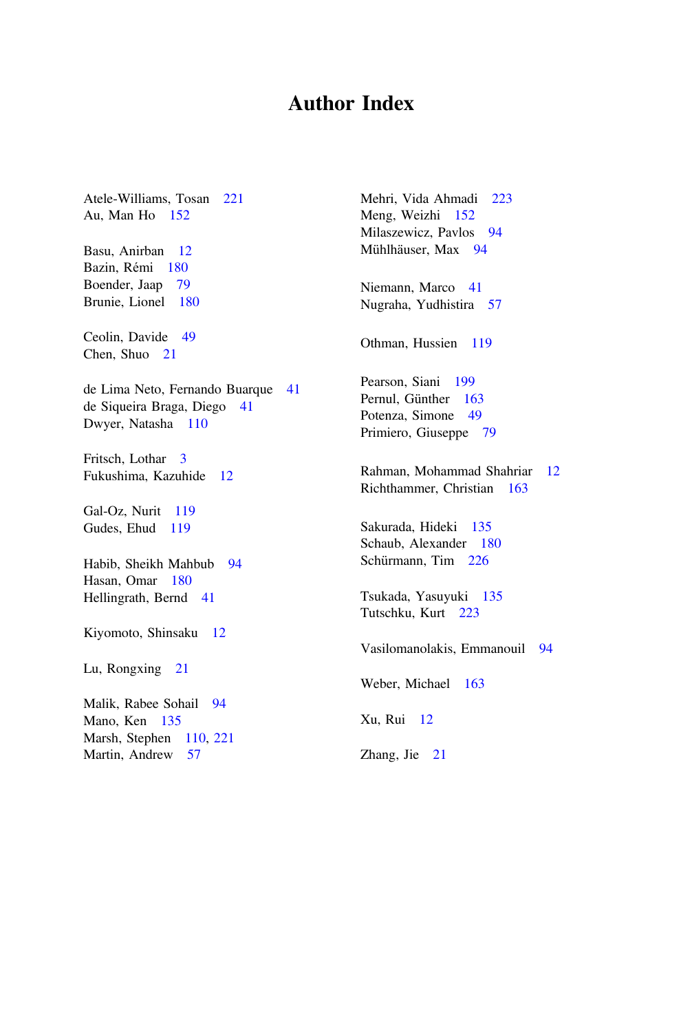# Author Index

Atele-Williams, Tosan 221
Au, Man Ho 152

Basu, Anirban 12
Bazin, Rémi 180
Boender, Jaap 79
Brunie, Lionel 180

Ceolin, Davide 49
Chen, Shuo 21

de Lima Neto, Fernando Buarque 41
de Siqueira Braga, Diego 41
Dwyer, Natasha 110

Fritsch, Lothar 3
Fukushima, Kazuhide 12

Gal-Oz, Nurit 119
Gudes, Ehud 119

Habib, Sheikh Mahbub 94
Hasan, Omar 180
Hellingrath, Bernd 41

Kiyomoto, Shinsaku 12

Lu, Rongxing 21

Malik, Rabee Sohail 94
Mano, Ken 135
Marsh, Stephen 110, 221
Martin, Andrew 57

Mehri, Vida Ahmadi 223
Meng, Weizhi 152
Milaszewicz, Pavlos 94
Mühlhäuser, Max 94

Niemann, Marco 41
Nugraha, Yudhistira 57

Othman, Hussien 119

Pearson, Siani 199
Pernul, Günther 163
Potenza, Simone 49
Primiero, Giuseppe 79

Rahman, Mohammad Shahriar 12
Richthammer, Christian 163

Sakurada, Hideki 135
Schaub, Alexander 180
Schürmann, Tim 226

Tsukada, Yasuyuki 135
Tutschku, Kurt 223

Vasilomanolakis, Emmanouil 94

Weber, Michael 163

Xu, Rui 12

Zhang, Jie 21